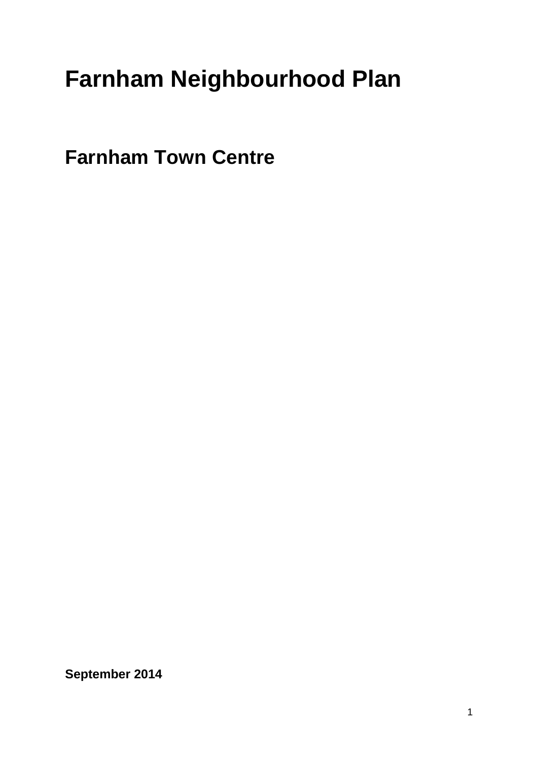# Farnham Neighbourhood Plan

## Farnham Town Centre

**September 2014**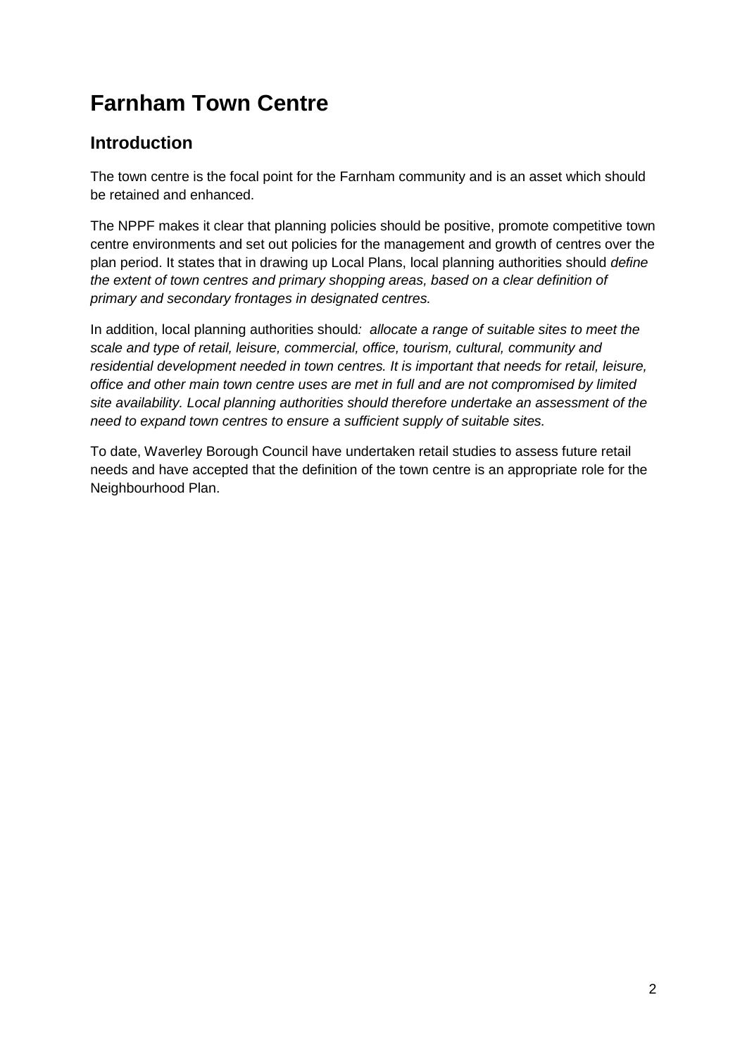# Farnham Town Centre

## Introduction

The town centre is the focal point for the Farnham community and is an asset which should be retained and enhanced.

The NPPF makes it clear that planning policies should be positive, promote competitive town centre environments and set out policies for the management and growth of centres over the plan period. It states that in drawing up Local Plans, local planning authorities should *define the extent of town centres and primary shopping areas, based on a clear definition of primary and secondary frontages in designated centres.*

In addition, local planning authorities should*: allocate a range of suitable sites to meet the scale and type of retail, leisure, commercial, office, tourism, cultural, community and residential development needed in town centres. It is important that needs for retail, leisure, office and other main town centre uses are met in full and are not compromised by limited site availability. Local planning authorities should therefore undertake an assessment of the need to expand town centres to ensure a sufficient supply of suitable sites.*

To date, Waverley Borough Council have undertaken retail studies to assess future retail needs and have accepted that the definition of the town centre is an appropriate role for the Neighbourhood Plan.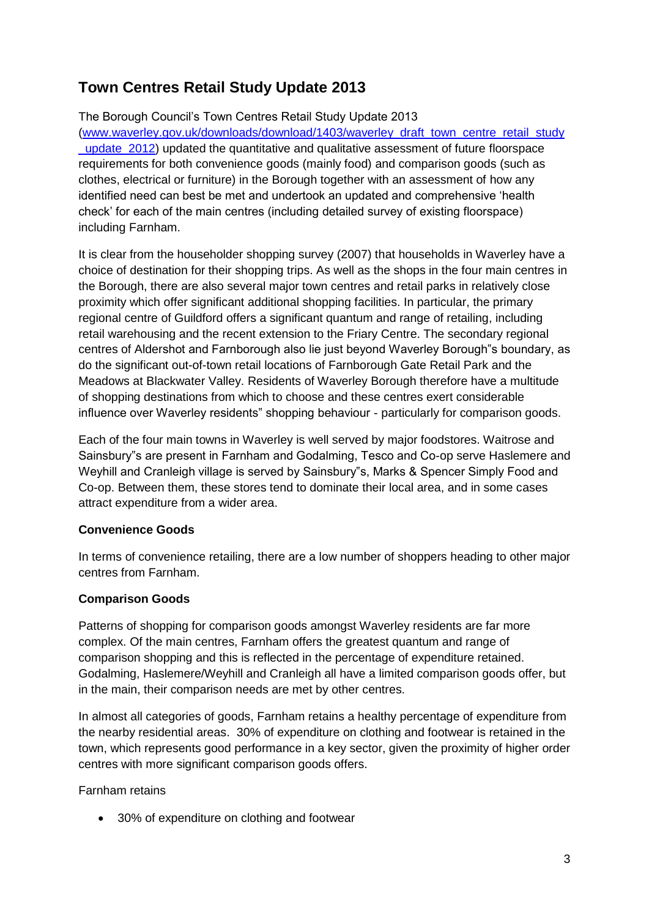## Town Centres Retail Study Update 2013

The Borough Council's Town Centres Retail Study Update 2013 ([www.waverley.gov.uk/downloads/download/1403/waverley_draft_town_centre_retail_study_update_2012](www.waverley.gov.uk/downloads/download/1403/waverley_draft_town_centre_retail_study_update_2012)) updated the quantitative and qualitative assessment of future floorspace requirements for both convenience goods (mainly food) and comparison goods (such as clothes, electrical or furniture) in the Borough together with an assessment of how any identified need can best be met and undertook an updated and comprehensive 'health check' for each of the main centres (including detailed survey of existing floorspace) including Farnham.

It is clear from the householder shopping survey (2007) that households in Waverley have a choice of destination for their shopping trips. As well as the shops in the four main centres in the Borough, there are also several major town centres and retail parks in relatively close proximity which offer significant additional shopping facilities. In particular, the primary regional centre of Guildford offers a significant quantum and range of retailing, including retail warehousing and the recent extension to the Friary Centre. The secondary regional centres of Aldershot and Farnborough also lie just beyond Waverley Borough"s boundary, as do the significant out-of-town retail locations of Farnborough Gate Retail Park and the Meadows at Blackwater Valley. Residents of Waverley Borough therefore have a multitude of shopping destinations from which to choose and these centres exert considerable influence over Waverley residents" shopping behaviour - particularly for comparison goods.

Each of the four main towns in Waverley is well served by major foodstores. Waitrose and Sainsbury"s are present in Farnham and Godalming, Tesco and Co-op serve Haslemere and Weyhill and Cranleigh village is served by Sainsbury"s, Marks & Spencer Simply Food and Co-op. Between them, these stores tend to dominate their local area, and in some cases attract expenditure from a wider area.

**Convenience Goods**

In terms of convenience retailing, there are a low number of shoppers heading to other major centres from Farnham.

**Comparison Goods**

Patterns of shopping for comparison goods amongst Waverley residents are far more complex. Of the main centres, Farnham offers the greatest quantum and range of comparison shopping and this is reflected in the percentage of expenditure retained. Godalming, Haslemere/Weyhill and Cranleigh all have a limited comparison goods offer, but in the main, their comparison needs are met by other centres.

In almost all categories of goods, Farnham retains a healthy percentage of expenditure from the nearby residential areas. 30% of expenditure on clothing and footwear is retained in the town, which represents good performance in a key sector, given the proximity of higher order centres with more significant comparison goods offers.

Farnham retains

- 30% of expenditure on clothing and footwear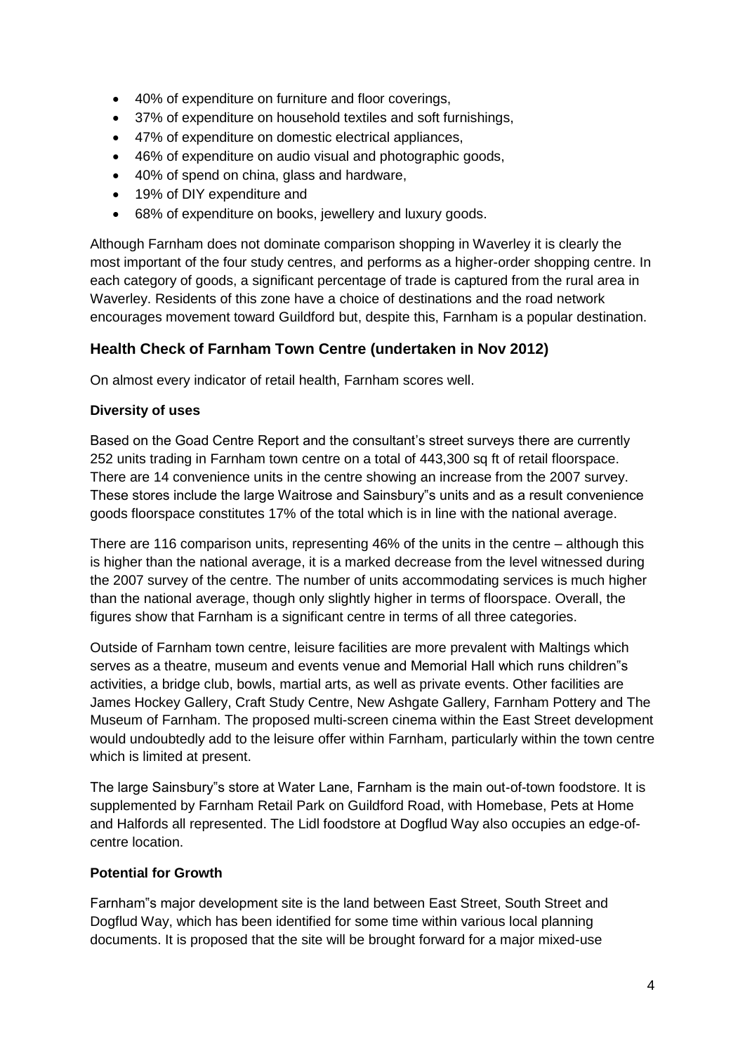- 40% of expenditure on furniture and floor coverings,
- 37% of expenditure on household textiles and soft furnishings,
- 47% of expenditure on domestic electrical appliances,
- 46% of expenditure on audio visual and photographic goods,
- 40% of spend on china, glass and hardware,
- 19% of DIY expenditure and
- 68% of expenditure on books, jewellery and luxury goods.

Although Farnham does not dominate comparison shopping in Waverley it is clearly the most important of the four study centres, and performs as a higher-order shopping centre. In each category of goods, a significant percentage of trade is captured from the rural area in Waverley. Residents of this zone have a choice of destinations and the road network encourages movement toward Guildford but, despite this, Farnham is a popular destination.

## Health Check of Farnham Town Centre (undertaken in Nov 2012)

On almost every indicator of retail health, Farnham scores well.

**Diversity of uses**

Based on the Goad Centre Report and the consultant's street surveys there are currently 252 units trading in Farnham town centre on a total of 443,300 sq ft of retail floorspace. There are 14 convenience units in the centre showing an increase from the 2007 survey. These stores include the large Waitrose and Sainsbury"s units and as a result convenience goods floorspace constitutes 17% of the total which is in line with the national average.

There are 116 comparison units, representing 46% of the units in the centre – although this is higher than the national average, it is a marked decrease from the level witnessed during the 2007 survey of the centre. The number of units accommodating services is much higher than the national average, though only slightly higher in terms of floorspace. Overall, the figures show that Farnham is a significant centre in terms of all three categories.

Outside of Farnham town centre, leisure facilities are more prevalent with Maltings which serves as a theatre, museum and events venue and Memorial Hall which runs children"s activities, a bridge club, bowls, martial arts, as well as private events. Other facilities are James Hockey Gallery, Craft Study Centre, New Ashgate Gallery, Farnham Pottery and The Museum of Farnham. The proposed multi-screen cinema within the East Street development would undoubtedly add to the leisure offer within Farnham, particularly within the town centre which is limited at present.

The large Sainsbury"s store at Water Lane, Farnham is the main out-of-town foodstore. It is supplemented by Farnham Retail Park on Guildford Road, with Homebase, Pets at Home and Halfords all represented. The Lidl foodstore at Dogflud Way also occupies an edge-of-centre location.

**Potential for Growth**

Farnham"s major development site is the land between East Street, South Street and Dogflud Way, which has been identified for some time within various local planning documents. It is proposed that the site will be brought forward for a major mixed-use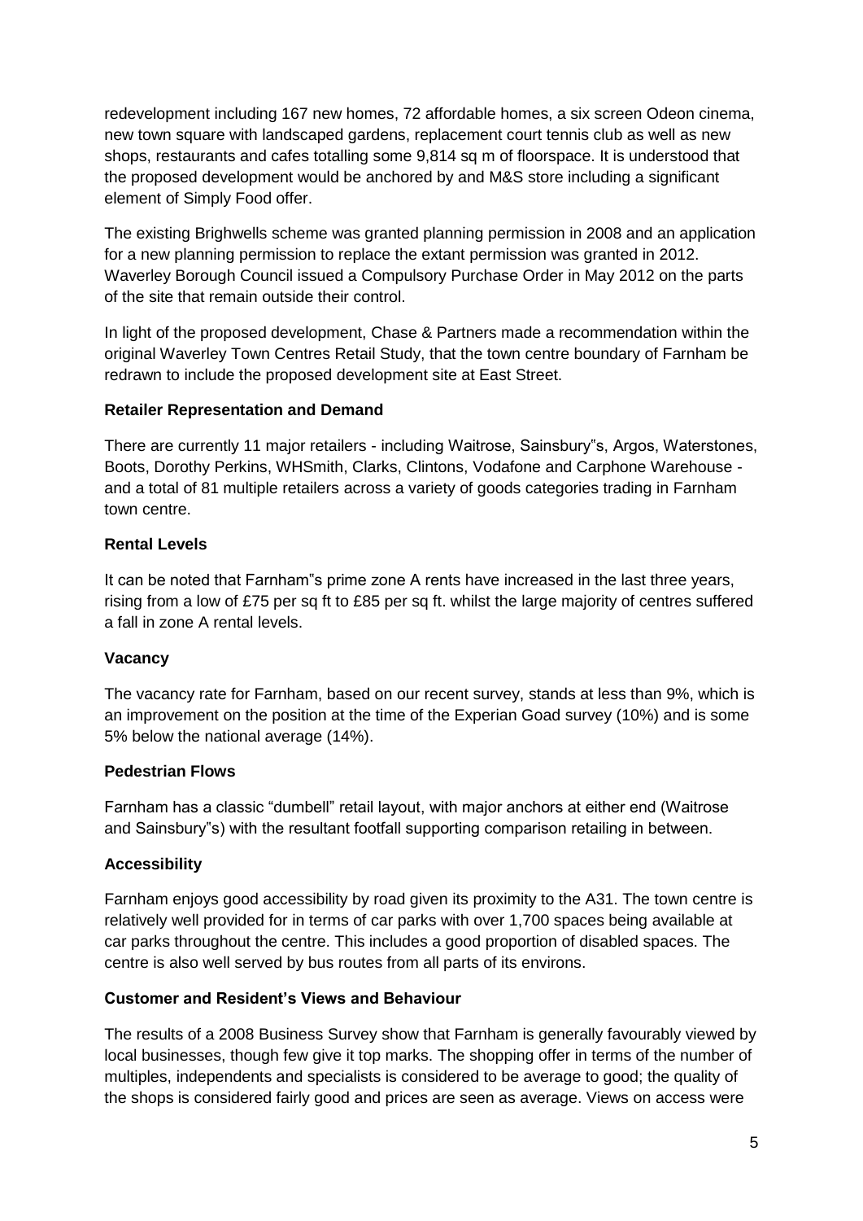redevelopment including 167 new homes, 72 affordable homes, a six screen Odeon cinema, new town square with landscaped gardens, replacement court tennis club as well as new shops, restaurants and cafes totalling some 9,814 sq m of floorspace. It is understood that the proposed development would be anchored by and M&S store including a significant element of Simply Food offer.

The existing Brighwells scheme was granted planning permission in 2008 and an application for a new planning permission to replace the extant permission was granted in 2012. Waverley Borough Council issued a Compulsory Purchase Order in May 2012 on the parts of the site that remain outside their control.

In light of the proposed development, Chase & Partners made a recommendation within the original Waverley Town Centres Retail Study, that the town centre boundary of Farnham be redrawn to include the proposed development site at East Street.

**Retailer Representation and Demand**

There are currently 11 major retailers - including Waitrose, Sainsbury"s, Argos, Waterstones, Boots, Dorothy Perkins, WHSmith, Clarks, Clintons, Vodafone and Carphone Warehouse - and a total of 81 multiple retailers across a variety of goods categories trading in Farnham town centre.

**Rental Levels**

It can be noted that Farnham"s prime zone A rents have increased in the last three years, rising from a low of £75 per sq ft to £85 per sq ft. whilst the large majority of centres suffered a fall in zone A rental levels.

**Vacancy**

The vacancy rate for Farnham, based on our recent survey, stands at less than 9%, which is an improvement on the position at the time of the Experian Goad survey (10%) and is some 5% below the national average (14%).

**Pedestrian Flows**

Farnham has a classic "dumbell" retail layout, with major anchors at either end (Waitrose and Sainsbury"s) with the resultant footfall supporting comparison retailing in between.

**Accessibility**

Farnham enjoys good accessibility by road given its proximity to the A31. The town centre is relatively well provided for in terms of car parks with over 1,700 spaces being available at car parks throughout the centre. This includes a good proportion of disabled spaces. The centre is also well served by bus routes from all parts of its environs.

**Customer and Resident's Views and Behaviour**

The results of a 2008 Business Survey show that Farnham is generally favourably viewed by local businesses, though few give it top marks. The shopping offer in terms of the number of multiples, independents and specialists is considered to be average to good; the quality of the shops is considered fairly good and prices are seen as average. Views on access were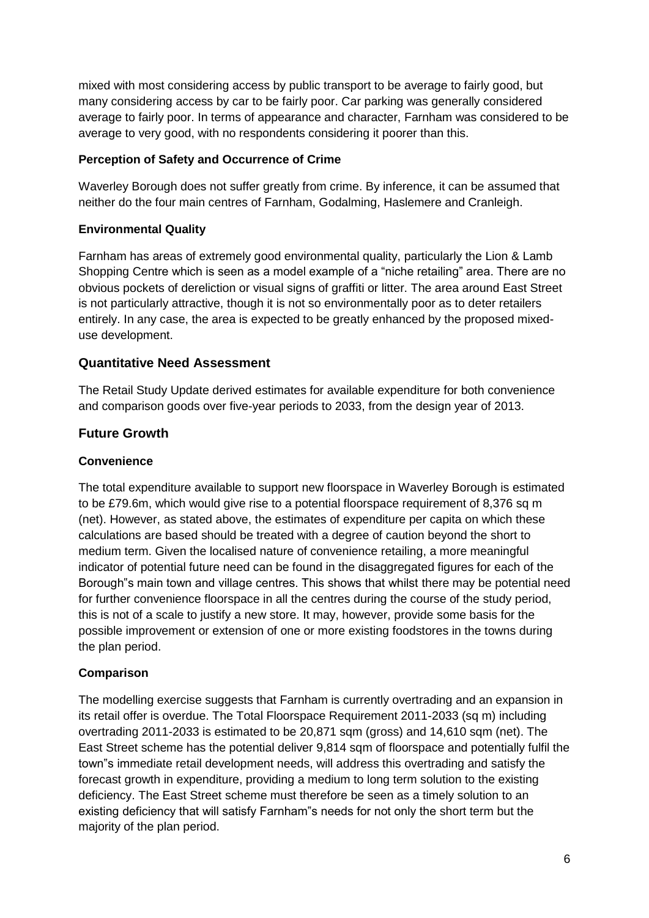mixed with most considering access by public transport to be average to fairly good, but many considering access by car to be fairly poor. Car parking was generally considered average to fairly poor. In terms of appearance and character, Farnham was considered to be average to very good, with no respondents considering it poorer than this.

**Perception of Safety and Occurrence of Crime**

Waverley Borough does not suffer greatly from crime. By inference, it can be assumed that neither do the four main centres of Farnham, Godalming, Haslemere and Cranleigh.

**Environmental Quality**

Farnham has areas of extremely good environmental quality, particularly the Lion & Lamb Shopping Centre which is seen as a model example of a "niche retailing" area. There are no obvious pockets of dereliction or visual signs of graffiti or litter. The area around East Street is not particularly attractive, though it is not so environmentally poor as to deter retailers entirely. In any case, the area is expected to be greatly enhanced by the proposed mixed-use development.

## Quantitative Need Assessment

The Retail Study Update derived estimates for available expenditure for both convenience and comparison goods over five-year periods to 2033, from the design year of 2013.

## Future Growth

**Convenience**

The total expenditure available to support new floorspace in Waverley Borough is estimated to be £79.6m, which would give rise to a potential floorspace requirement of 8,376 sq m (net). However, as stated above, the estimates of expenditure per capita on which these calculations are based should be treated with a degree of caution beyond the short to medium term. Given the localised nature of convenience retailing, a more meaningful indicator of potential future need can be found in the disaggregated figures for each of the Borough"s main town and village centres. This shows that whilst there may be potential need for further convenience floorspace in all the centres during the course of the study period, this is not of a scale to justify a new store. It may, however, provide some basis for the possible improvement or extension of one or more existing foodstores in the towns during the plan period.

**Comparison**

The modelling exercise suggests that Farnham is currently overtrading and an expansion in its retail offer is overdue. The Total Floorspace Requirement 2011-2033 (sq m) including overtrading 2011-2033 is estimated to be 20,871 sqm (gross) and 14,610 sqm (net). The East Street scheme has the potential deliver 9,814 sqm of floorspace and potentially fulfil the town"s immediate retail development needs, will address this overtrading and satisfy the forecast growth in expenditure, providing a medium to long term solution to the existing deficiency. The East Street scheme must therefore be seen as a timely solution to an existing deficiency that will satisfy Farnham"s needs for not only the short term but the majority of the plan period.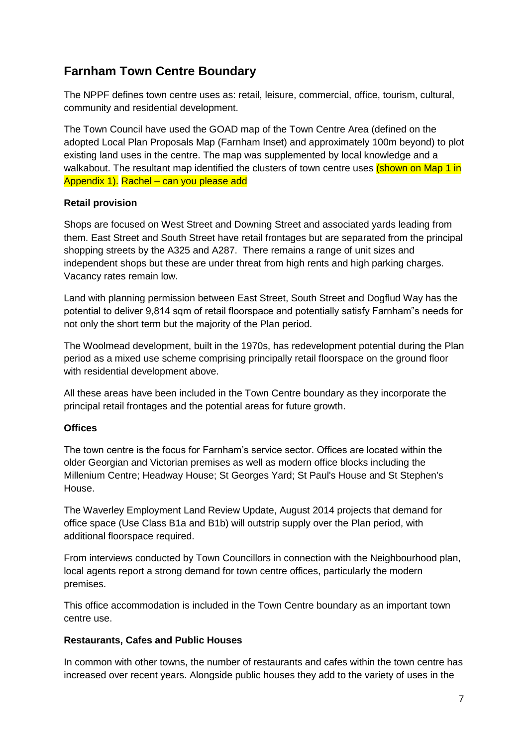## Farnham Town Centre Boundary

The NPPF defines town centre uses as: retail, leisure, commercial, office, tourism, cultural, community and residential development.

The Town Council have used the GOAD map of the Town Centre Area (defined on the adopted Local Plan Proposals Map (Farnham Inset) and approximately 100m beyond) to plot existing land uses in the centre. The map was supplemented by local knowledge and a walkabout. The resultant map identified the clusters of town centre uses (shown on Map 1 in Appendix 1). Rachel – can you please add

### Retail provision

Shops are focused on West Street and Downing Street and associated yards leading from them. East Street and South Street have retail frontages but are separated from the principal shopping streets by the A325 and A287. There remains a range of unit sizes and independent shops but these are under threat from high rents and high parking charges. Vacancy rates remain low.

Land with planning permission between East Street, South Street and Dogflud Way has the potential to deliver 9,814 sqm of retail floorspace and potentially satisfy Farnham"s needs for not only the short term but the majority of the Plan period.

The Woolmead development, built in the 1970s, has redevelopment potential during the Plan period as a mixed use scheme comprising principally retail floorspace on the ground floor with residential development above.

All these areas have been included in the Town Centre boundary as they incorporate the principal retail frontages and the potential areas for future growth.

### Offices

The town centre is the focus for Farnham's service sector. Offices are located within the older Georgian and Victorian premises as well as modern office blocks including the Millenium Centre; Headway House; St Georges Yard; St Paul's House and St Stephen's House.

The Waverley Employment Land Review Update, August 2014 projects that demand for office space (Use Class B1a and B1b) will outstrip supply over the Plan period, with additional floorspace required.

From interviews conducted by Town Councillors in connection with the Neighbourhood plan, local agents report a strong demand for town centre offices, particularly the modern premises.

This office accommodation is included in the Town Centre boundary as an important town centre use.

### Restaurants, Cafes and Public Houses

In common with other towns, the number of restaurants and cafes within the town centre has increased over recent years. Alongside public houses they add to the variety of uses in the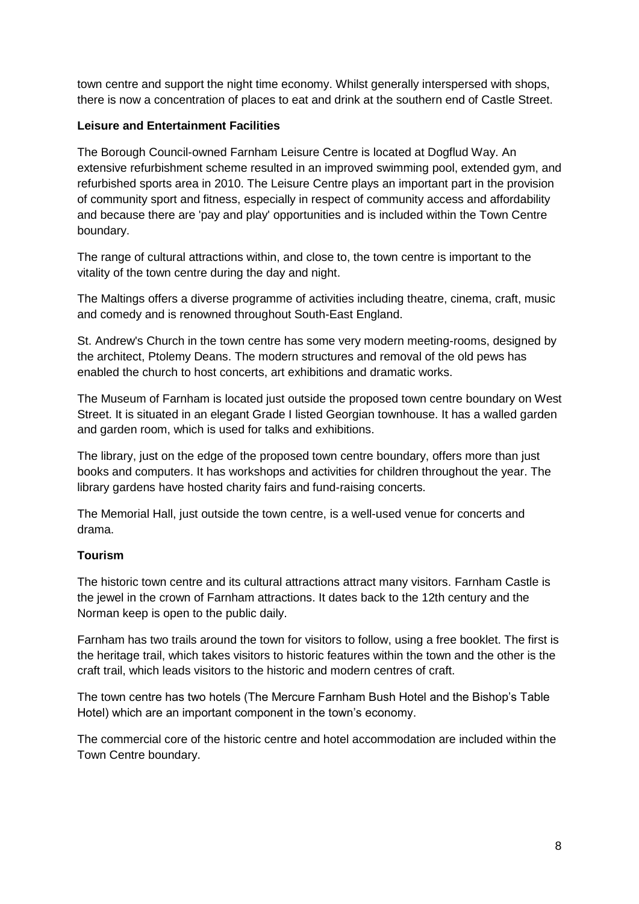town centre and support the night time economy. Whilst generally interspersed with shops, there is now a concentration of places to eat and drink at the southern end of Castle Street.

**Leisure and Entertainment Facilities**

The Borough Council-owned Farnham Leisure Centre is located at Dogflud Way. An extensive refurbishment scheme resulted in an improved swimming pool, extended gym, and refurbished sports area in 2010. The Leisure Centre plays an important part in the provision of community sport and fitness, especially in respect of community access and affordability and because there are 'pay and play' opportunities and is included within the Town Centre boundary.

The range of cultural attractions within, and close to, the town centre is important to the vitality of the town centre during the day and night.

The Maltings offers a diverse programme of activities including theatre, cinema, craft, music and comedy and is renowned throughout South-East England.

St. Andrew's Church in the town centre has some very modern meeting-rooms, designed by the architect, Ptolemy Deans. The modern structures and removal of the old pews has enabled the church to host concerts, art exhibitions and dramatic works.

The Museum of Farnham is located just outside the proposed town centre boundary on West Street. It is situated in an elegant Grade I listed Georgian townhouse. It has a walled garden and garden room, which is used for talks and exhibitions.

The library, just on the edge of the proposed town centre boundary, offers more than just books and computers. It has workshops and activities for children throughout the year. The library gardens have hosted charity fairs and fund-raising concerts.

The Memorial Hall, just outside the town centre, is a well-used venue for concerts and drama.

**Tourism**

The historic town centre and its cultural attractions attract many visitors. Farnham Castle is the jewel in the crown of Farnham attractions. It dates back to the 12th century and the Norman keep is open to the public daily.

Farnham has two trails around the town for visitors to follow, using a free booklet. The first is the heritage trail, which takes visitors to historic features within the town and the other is the craft trail, which leads visitors to the historic and modern centres of craft.

The town centre has two hotels (The Mercure Farnham Bush Hotel and the Bishop's Table Hotel) which are an important component in the town's economy.

The commercial core of the historic centre and hotel accommodation are included within the Town Centre boundary.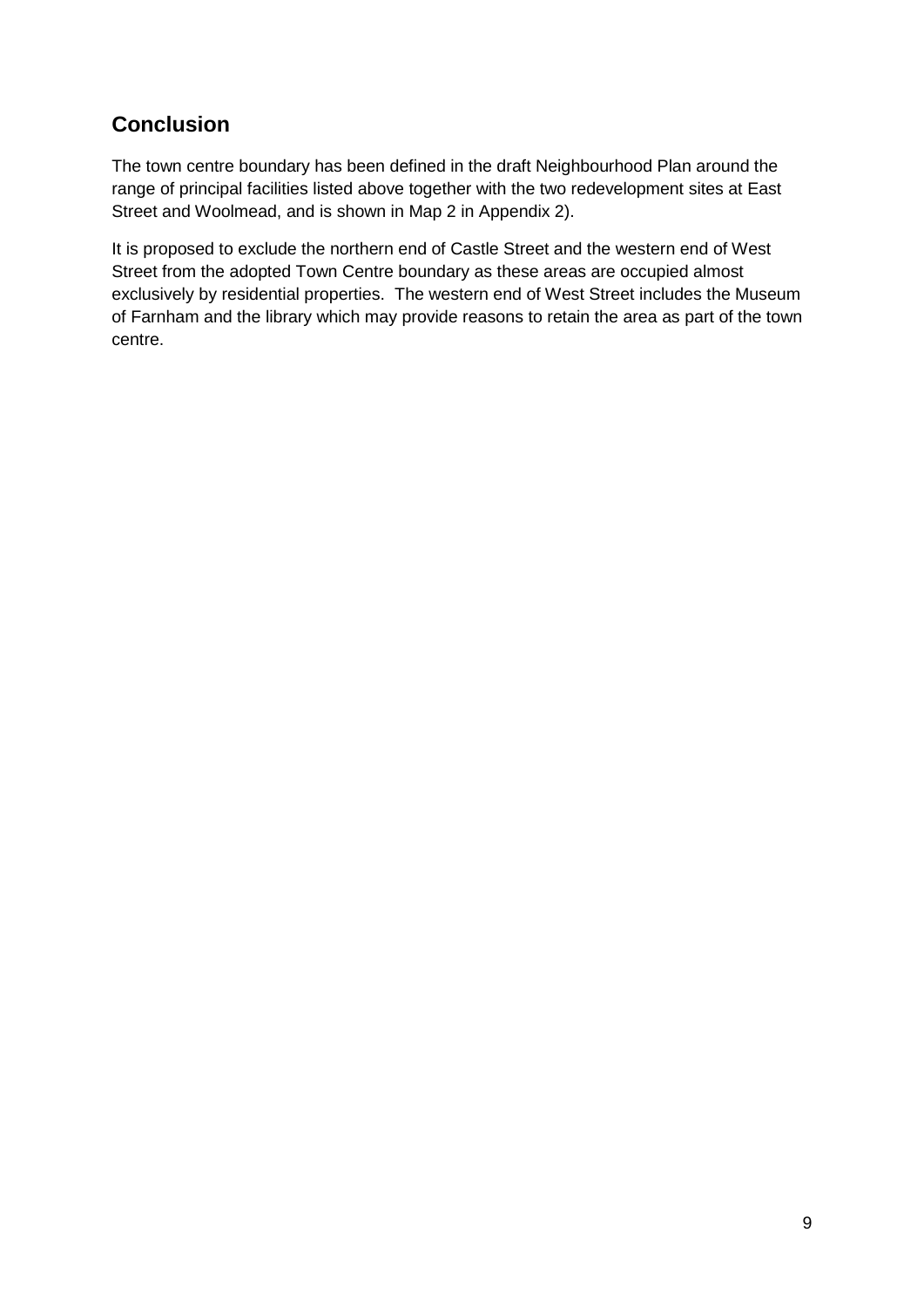## Conclusion

The town centre boundary has been defined in the draft Neighbourhood Plan around the range of principal facilities listed above together with the two redevelopment sites at East Street and Woolmead, and is shown in Map 2 in Appendix 2).

It is proposed to exclude the northern end of Castle Street and the western end of West Street from the adopted Town Centre boundary as these areas are occupied almost exclusively by residential properties. The western end of West Street includes the Museum of Farnham and the library which may provide reasons to retain the area as part of the town centre.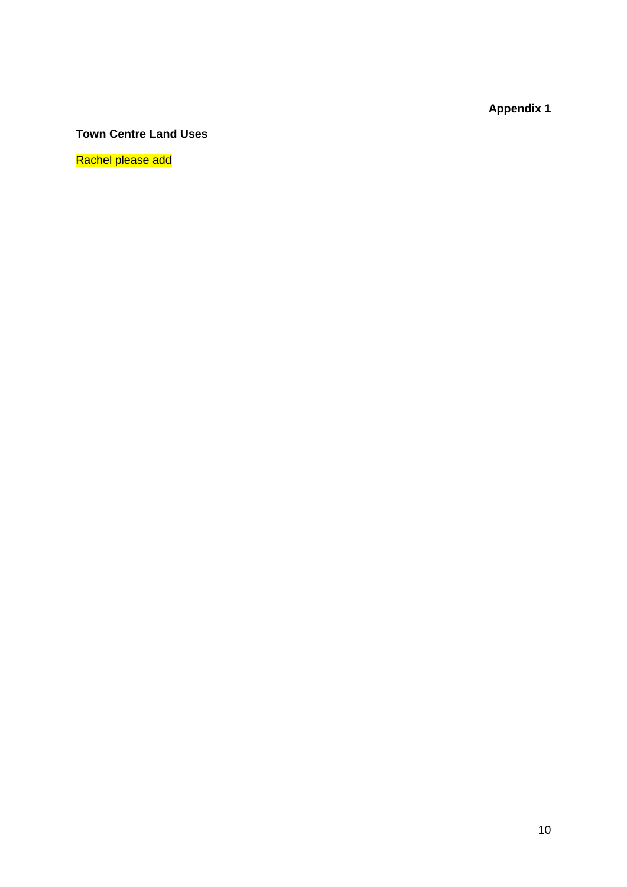**Appendix 1**

**Town Centre Land Uses**

Rachel please add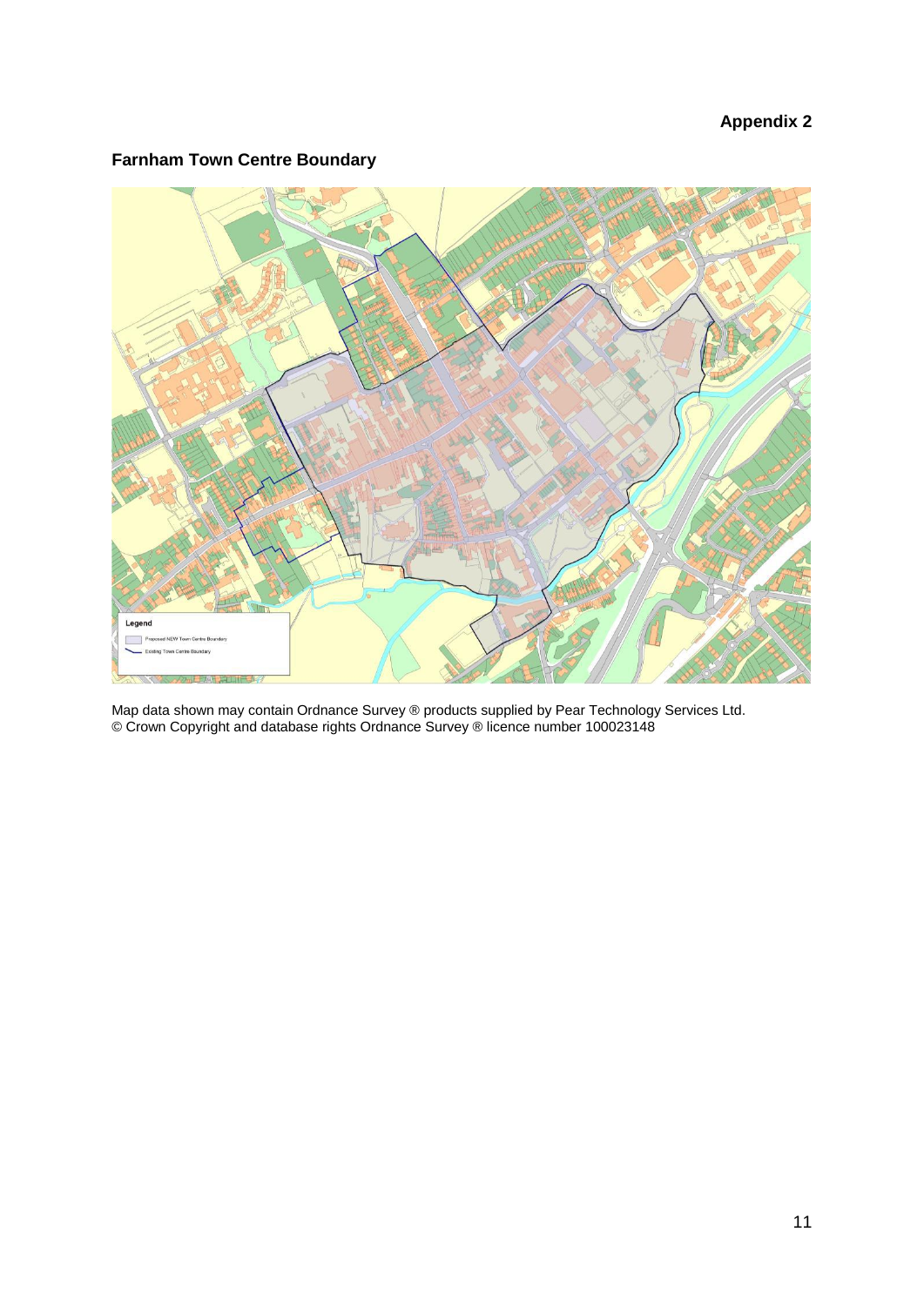**Appendix 2**

## Farnham Town Centre Boundary

Legend

Proposed NEW Town Centre Boundary

Existing Town Centre Boundary

Map data shown may contain Ordnance Survey ® products supplied by Pear Technology Services Ltd.
© Crown Copyright and database rights Ordnance Survey ® licence number 100023148